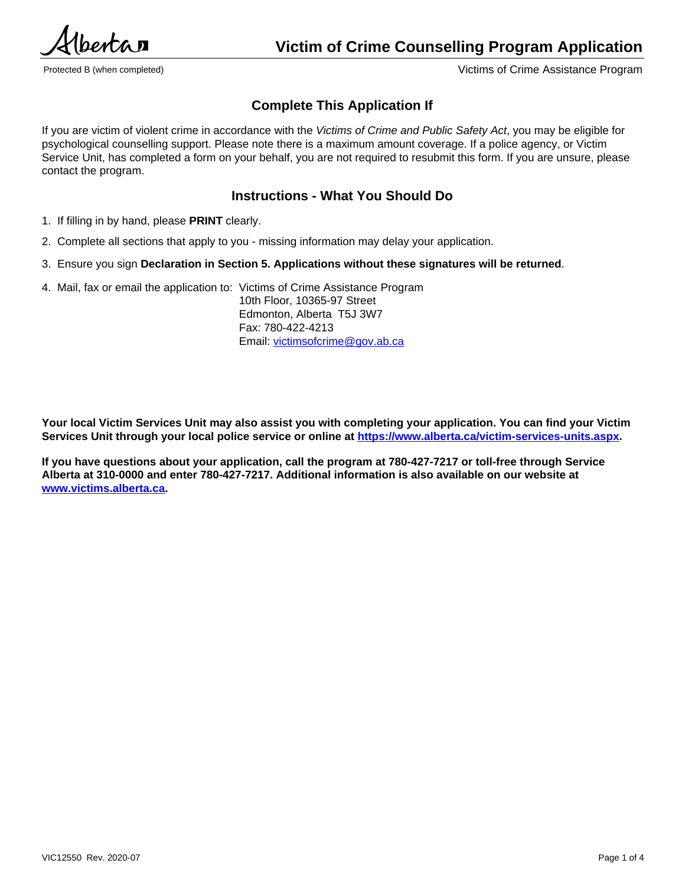# Victim of Crime Counselling Program Application

Protected B (when completed)

Victims of Crime Assistance Program

## Complete This Application If

If you are victim of violent crime in accordance with the *Victims of Crime and Public Safety Act*, you may be eligible for psychological counselling support. Please note there is a maximum amount coverage. If a police agency, or Victim Service Unit, has completed a form on your behalf, you are not required to resubmit this form. If you are unsure, please contact the program.

## Instructions - What You Should Do

1. If filling in by hand, please **PRINT** clearly.
2. Complete all sections that apply to you - missing information may delay your application.
3. Ensure you sign **Declaration in Section 5. Applications without these signatures will be returned**.
4. Mail, fax or email the application to: Victims of Crime Assistance Program
   10th Floor, 10365-97 Street
   Edmonton, Alberta T5J 3W7
   Fax: 780-422-4213
   Email: victimsofcrime@gov.ab.ca

**Your local Victim Services Unit may also assist you with completing your application. You can find your Victim Services Unit through your local police service or online at https://www.alberta.ca/victim-services-units.aspx.**

**If you have questions about your application, call the program at 780-427-7217 or toll-free through Service Alberta at 310-0000 and enter 780-427-7217. Additional information is also available on our website at www.victims.alberta.ca.**

VIC12550 Rev. 2020-07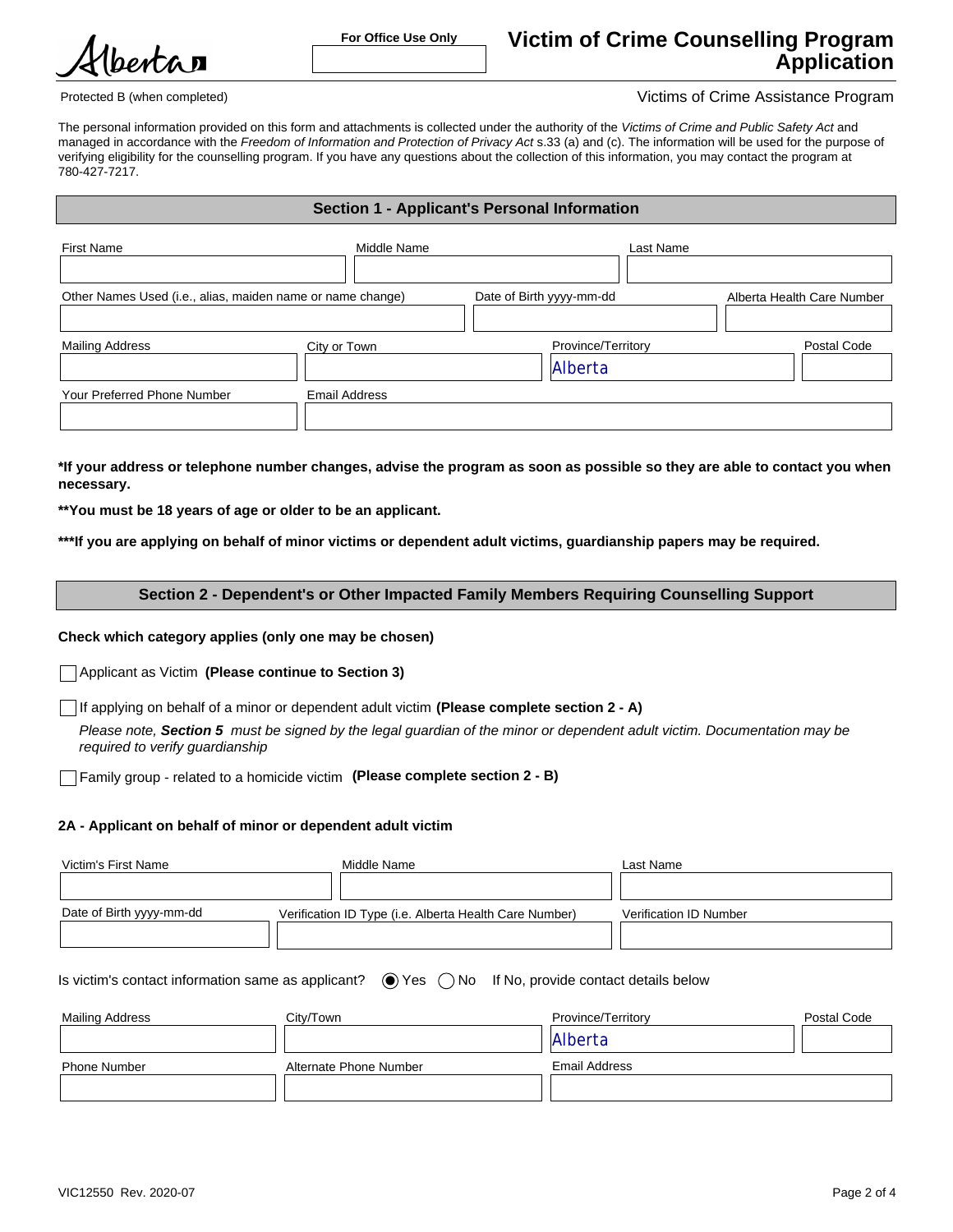Alberta

For Office Use Only

# Victim of Crime Counselling Program Application

Protected B (when completed)

Victims of Crime Assistance Program

The personal information provided on this form and attachments is collected under the authority of the *Victims of Crime and Public Safety Act* and managed in accordance with the *Freedom of Information and Protection of Privacy Act* s.33 (a) and (c). The information will be used for the purpose of verifying eligibility for the counselling program. If you have any questions about the collection of this information, you may contact the program at 780-427-7217.

## Section 1 - Applicant's Personal Information

| First Name | Middle Name | Last Name |
|---|---|---|
| | | |

| Other Names Used (i.e., alias, maiden name or name change) | Date of Birth yyyy-mm-dd | Alberta Health Care Number |
|---|---|---|
| | | |

| Mailing Address | City or Town | Province/Territory | Postal Code |
|---|---|---|---|
| | | Alberta | |

| Your Preferred Phone Number | Email Address |
|---|---|
| | |

**\*If your address or telephone number changes, advise the program as soon as possible so they are able to contact you when necessary.**

**\*\*You must be 18 years of age or older to be an applicant.**

**\*\*\*If you are applying on behalf of minor victims or dependent adult victims, guardianship papers may be required.**

## Section 2 - Dependent's or Other Impacted Family Members Requiring Counselling Support

**Check which category applies (only one may be chosen)**

☐ Applicant as Victim **(Please continue to Section 3)**

☐ If applying on behalf of a minor or dependent adult victim **(Please complete section 2 - A)**

*Please note, **Section 5** must be signed by the legal guardian of the minor or dependent adult victim. Documentation may be required to verify guardianship*

☐ Family group - related to a homicide victim **(Please complete section 2 - B)**

### 2A - Applicant on behalf of minor or dependent adult victim

| Victim's First Name | Middle Name | Last Name |
|---|---|---|
| | | |

| Date of Birth yyyy-mm-dd | Verification ID Type (i.e. Alberta Health Care Number) | Verification ID Number |
|---|---|---|
| | | |

Is victim's contact information same as applicant? ◉ Yes ◯ No If No, provide contact details below

| Mailing Address | City/Town | Province/Territory | Postal Code |
|---|---|---|---|
| | | Alberta | |

| Phone Number | Alternate Phone Number | Email Address |
|---|---|---|
| | | |

VIC12550 Rev. 2020-07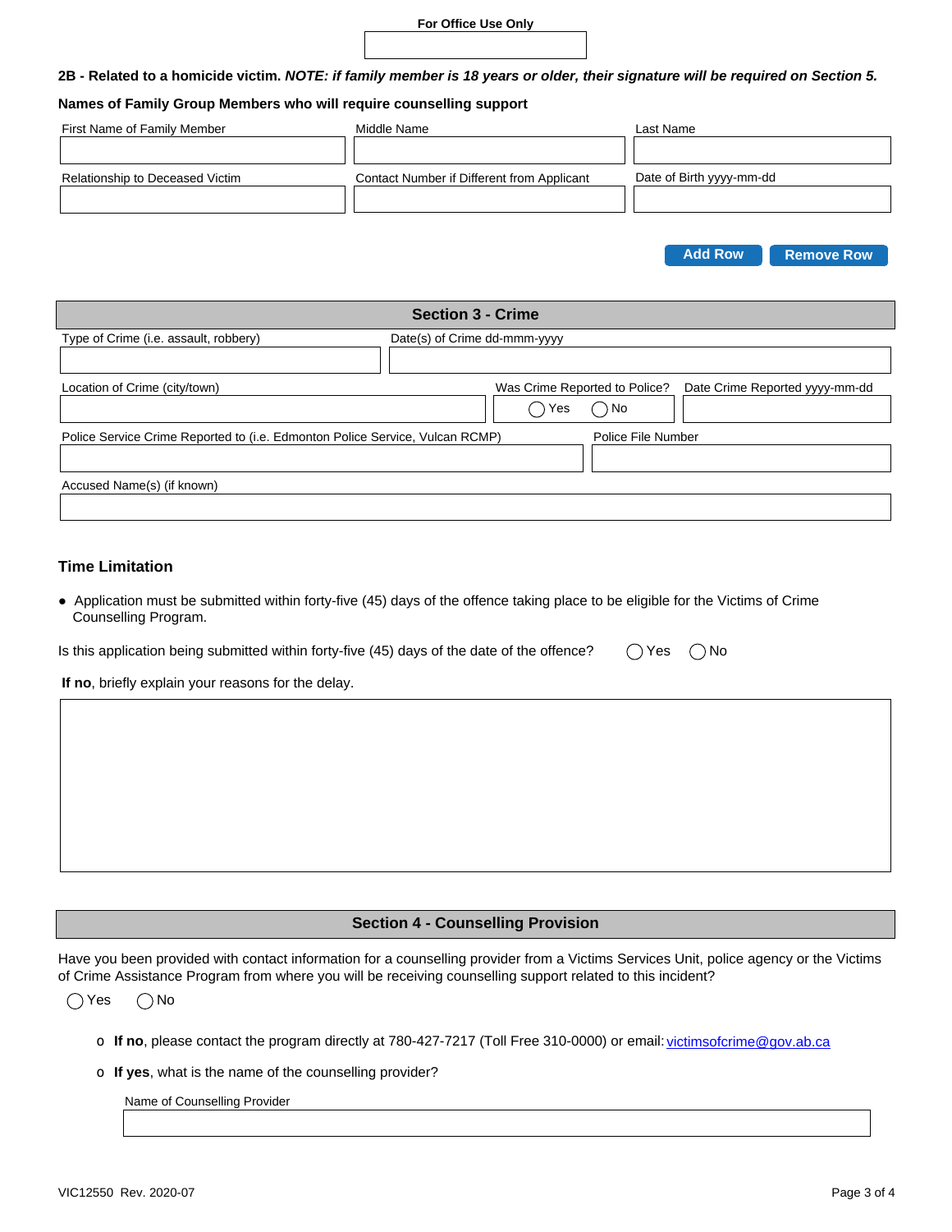For Office Use Only

**2B - Related to a homicide victim.** ***NOTE: if family member is 18 years or older, their signature will be required on Section 5.***

**Names of Family Group Members who will require counselling support**

| First Name of Family Member | Middle Name | Last Name |
|---|---|---|
| | | |
| **Relationship to Deceased Victim** | **Contact Number if Different from Applicant** | **Date of Birth yyyy-mm-dd** |
| | | |

Add Row | Remove Row

## Section 3 - Crime

| Type of Crime (i.e. assault, robbery) | Date(s) of Crime dd-mmm-yyyy |
|---|---|
| | |

| Location of Crime (city/town) | Was Crime Reported to Police? | Date Crime Reported yyyy-mm-dd |
|---|---|---|
| | ◯ Yes ◯ No | |

| Police Service Crime Reported to (i.e. Edmonton Police Service, Vulcan RCMP) | Police File Number |
|---|---|
| | |

| Accused Name(s) (if known) |
|---|
| |

### Time Limitation

- Application must be submitted within forty-five (45) days of the offence taking place to be eligible for the Victims of Crime Counselling Program.

Is this application being submitted within forty-five (45) days of the date of the offence? ◯ Yes ◯ No

**If no**, briefly explain your reasons for the delay.

## Section 4 - Counselling Provision

Have you been provided with contact information for a counselling provider from a Victims Services Unit, police agency or the Victims of Crime Assistance Program from where you will be receiving counselling support related to this incident?

◯ Yes ◯ No

- **If no**, please contact the program directly at 780-427-7217 (Toll Free 310-0000) or email: victimsofcrime@gov.ab.ca
- **If yes**, what is the name of the counselling provider?

Name of Counselling Provider

VIC12550 Rev. 2020-07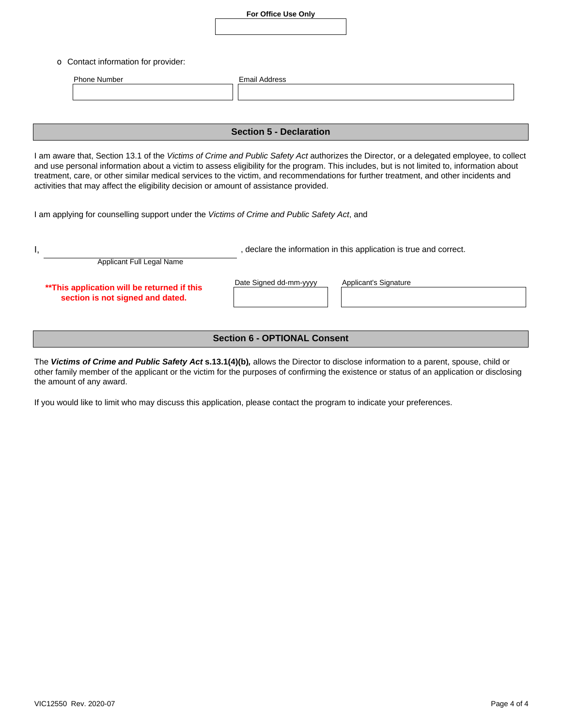For Office Use Only

- Contact information for provider:

| Phone Number | Email Address |
| --- | --- |
| | |

## Section 5 - Declaration

I am aware that, Section 13.1 of the *Victims of Crime and Public Safety Act* authorizes the Director, or a delegated employee, to collect and use personal information about a victim to assess eligibility for the program. This includes, but is not limited to, information about treatment, care, or other similar medical services to the victim, and recommendations for further treatment, and other incidents and activities that may affect the eligibility decision or amount of assistance provided.

I am applying for counselling support under the *Victims of Crime and Public Safety Act*, and

I, ______________________________, declare the information in this application is true and correct.
Applicant Full Legal Name

**\*\*This application will be returned if this section is not signed and dated.**

| Date Signed dd-mm-yyyy | Applicant's Signature |
| --- | --- |
| | |

## Section 6 - OPTIONAL Consent

The ***Victims of Crime and Public Safety Act* s.13.1(4)(b)**, allows the Director to disclose information to a parent, spouse, child or other family member of the applicant or the victim for the purposes of confirming the existence or status of an application or disclosing the amount of any award.

If you would like to limit who may discuss this application, please contact the program to indicate your preferences.

VIC12550 Rev. 2020-07